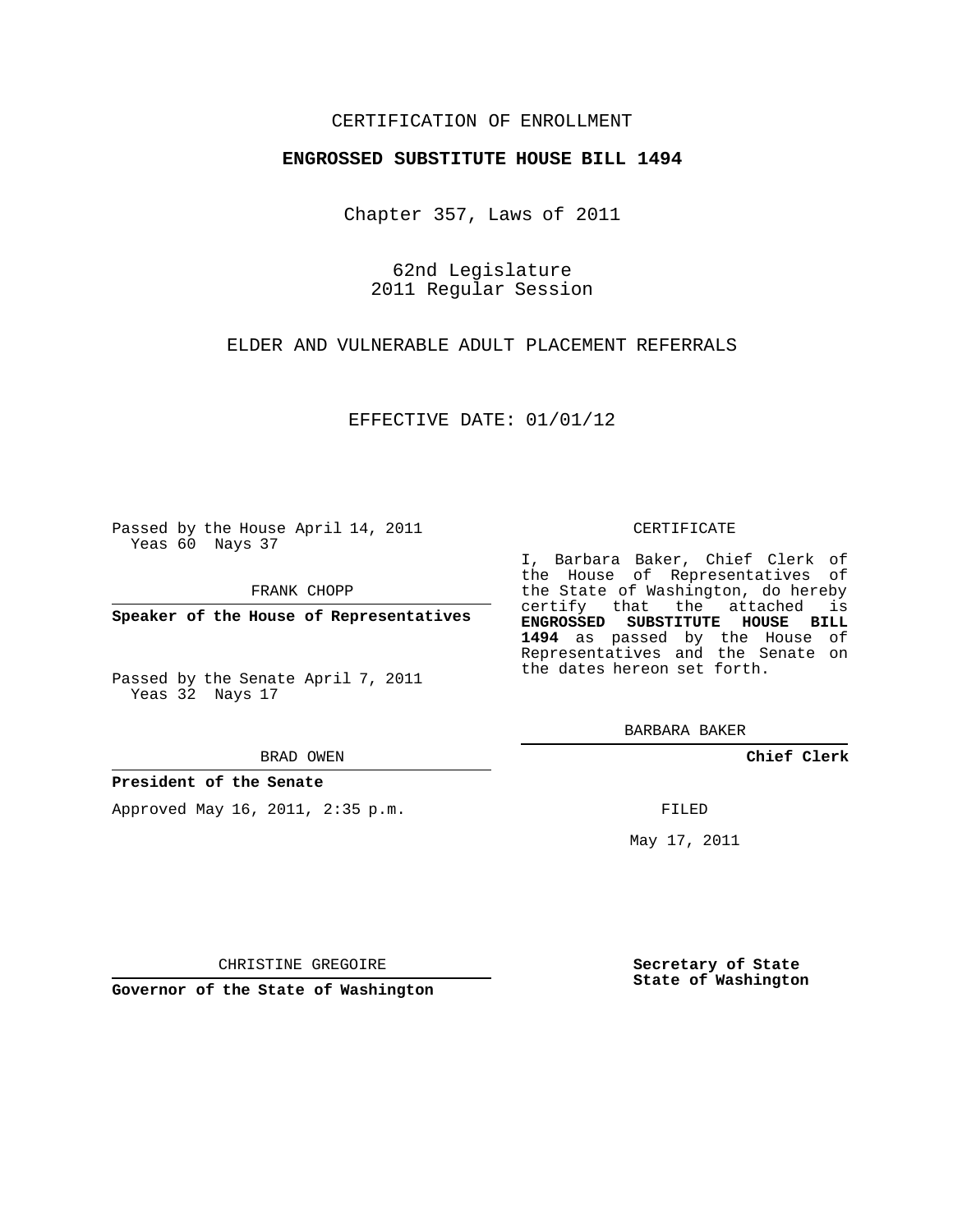CERTIFICATION OF ENROLLMENT

**ENGROSSED SUBSTITUTE HOUSE BILL 1494**

Chapter 357, Laws of 2011

62nd Legislature
2011 Regular Session

ELDER AND VULNERABLE ADULT PLACEMENT REFERRALS

EFFECTIVE DATE: 01/01/12

Passed by the House April 14, 2011
Yeas 60 Nays 37

FRANK CHOPP

**Speaker of the House of Representatives**

Passed by the Senate April 7, 2011
Yeas 32 Nays 17

BRAD OWEN

**President of the Senate**

Approved May 16, 2011, 2:35 p.m.

CHRISTINE GREGOIRE

**Governor of the State of Washington**

CERTIFICATE

I, Barbara Baker, Chief Clerk of the House of Representatives of the State of Washington, do hereby certify that the attached is **ENGROSSED SUBSTITUTE HOUSE BILL 1494** as passed by the House of Representatives and the Senate on the dates hereon set forth.

BARBARA BAKER

**Chief Clerk**

FILED

May 17, 2011

**Secretary of State**
**State of Washington**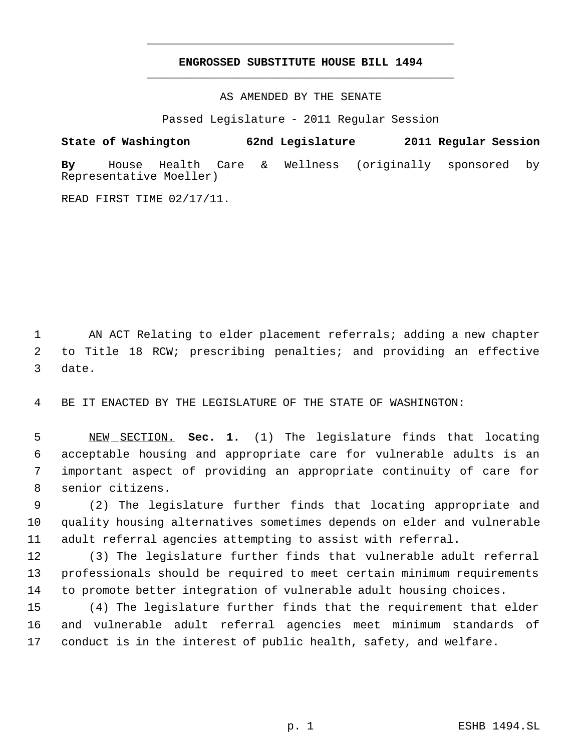# ENGROSSED SUBSTITUTE HOUSE BILL 1494

AS AMENDED BY THE SENATE

Passed Legislature - 2011 Regular Session

**State of Washington 62nd Legislature 2011 Regular Session**

**By** House Health Care & Wellness (originally sponsored by Representative Moeller)

READ FIRST TIME 02/17/11.

AN ACT Relating to elder placement referrals; adding a new chapter to Title 18 RCW; prescribing penalties; and providing an effective date.

BE IT ENACTED BY THE LEGISLATURE OF THE STATE OF WASHINGTON:

NEW SECTION. **Sec. 1.** (1) The legislature finds that locating acceptable housing and appropriate care for vulnerable adults is an important aspect of providing an appropriate continuity of care for senior citizens.

(2) The legislature further finds that locating appropriate and quality housing alternatives sometimes depends on elder and vulnerable adult referral agencies attempting to assist with referral.

(3) The legislature further finds that vulnerable adult referral professionals should be required to meet certain minimum requirements to promote better integration of vulnerable adult housing choices.

(4) The legislature further finds that the requirement that elder and vulnerable adult referral agencies meet minimum standards of conduct is in the interest of public health, safety, and welfare.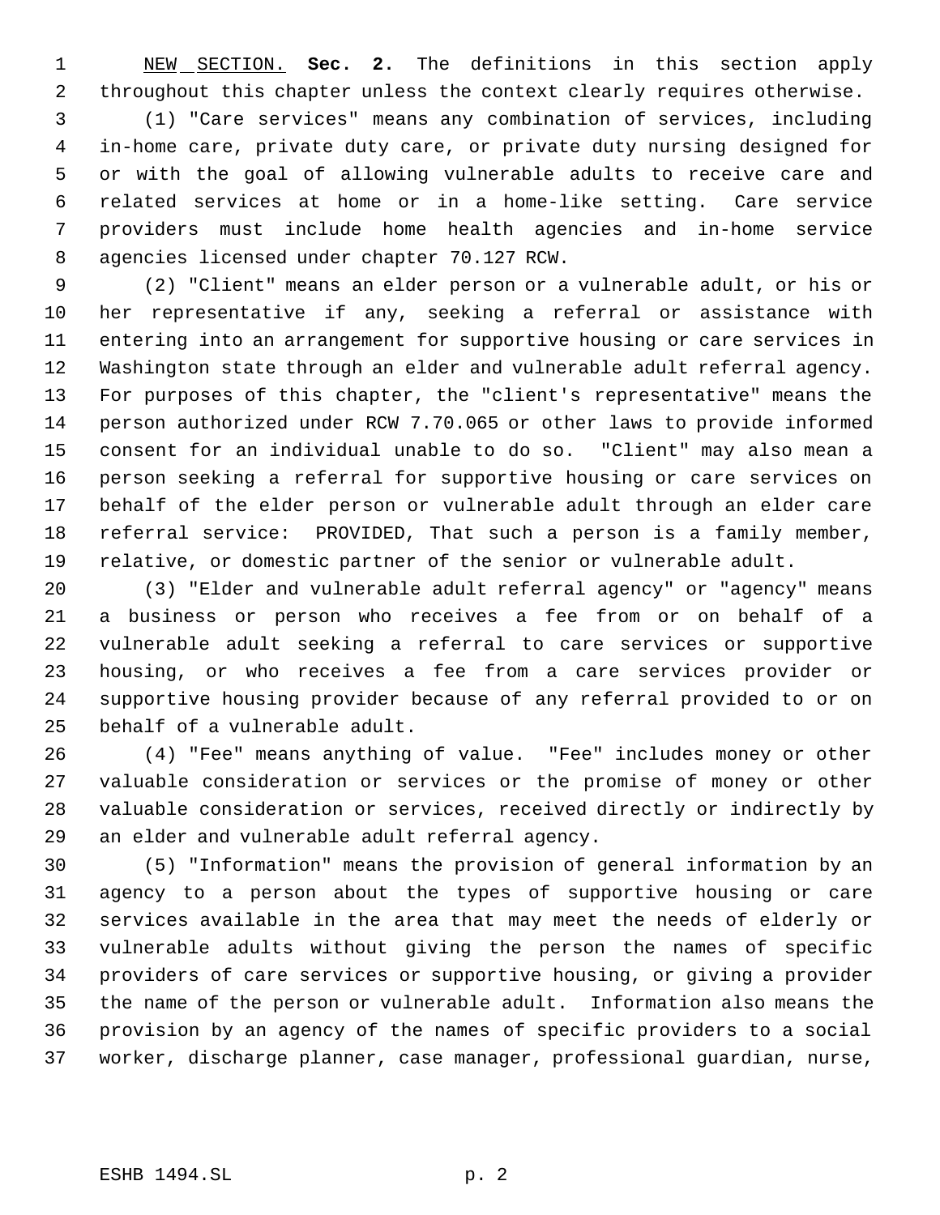NEW SECTION. **Sec. 2.** The definitions in this section apply throughout this chapter unless the context clearly requires otherwise.

(1) "Care services" means any combination of services, including in-home care, private duty care, or private duty nursing designed for or with the goal of allowing vulnerable adults to receive care and related services at home or in a home-like setting. Care service providers must include home health agencies and in-home service agencies licensed under chapter 70.127 RCW.

(2) "Client" means an elder person or a vulnerable adult, or his or her representative if any, seeking a referral or assistance with entering into an arrangement for supportive housing or care services in Washington state through an elder and vulnerable adult referral agency. For purposes of this chapter, the "client's representative" means the person authorized under RCW 7.70.065 or other laws to provide informed consent for an individual unable to do so. "Client" may also mean a person seeking a referral for supportive housing or care services on behalf of the elder person or vulnerable adult through an elder care referral service: PROVIDED, That such a person is a family member, relative, or domestic partner of the senior or vulnerable adult.

(3) "Elder and vulnerable adult referral agency" or "agency" means a business or person who receives a fee from or on behalf of a vulnerable adult seeking a referral to care services or supportive housing, or who receives a fee from a care services provider or supportive housing provider because of any referral provided to or on behalf of a vulnerable adult.

(4) "Fee" means anything of value. "Fee" includes money or other valuable consideration or services or the promise of money or other valuable consideration or services, received directly or indirectly by an elder and vulnerable adult referral agency.

(5) "Information" means the provision of general information by an agency to a person about the types of supportive housing or care services available in the area that may meet the needs of elderly or vulnerable adults without giving the person the names of specific providers of care services or supportive housing, or giving a provider the name of the person or vulnerable adult. Information also means the provision by an agency of the names of specific providers to a social worker, discharge planner, case manager, professional guardian, nurse,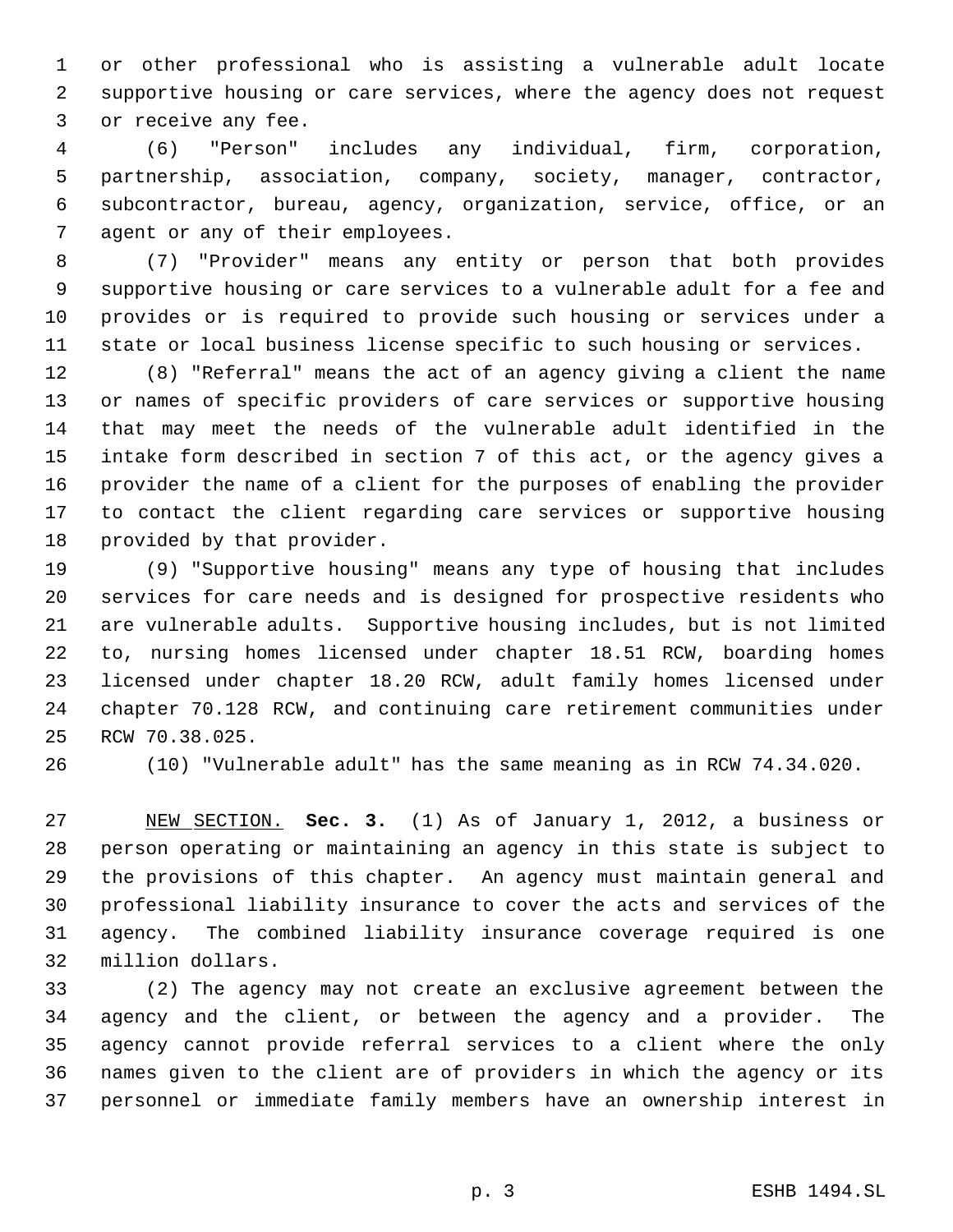or other professional who is assisting a vulnerable adult locate supportive housing or care services, where the agency does not request or receive any fee.

(6) "Person" includes any individual, firm, corporation, partnership, association, company, society, manager, contractor, subcontractor, bureau, agency, organization, service, office, or an agent or any of their employees.

(7) "Provider" means any entity or person that both provides supportive housing or care services to a vulnerable adult for a fee and provides or is required to provide such housing or services under a state or local business license specific to such housing or services.

(8) "Referral" means the act of an agency giving a client the name or names of specific providers of care services or supportive housing that may meet the needs of the vulnerable adult identified in the intake form described in section 7 of this act, or the agency gives a provider the name of a client for the purposes of enabling the provider to contact the client regarding care services or supportive housing provided by that provider.

(9) "Supportive housing" means any type of housing that includes services for care needs and is designed for prospective residents who are vulnerable adults. Supportive housing includes, but is not limited to, nursing homes licensed under chapter 18.51 RCW, boarding homes licensed under chapter 18.20 RCW, adult family homes licensed under chapter 70.128 RCW, and continuing care retirement communities under RCW 70.38.025.

(10) "Vulnerable adult" has the same meaning as in RCW 74.34.020.

NEW SECTION. **Sec. 3.** (1) As of January 1, 2012, a business or person operating or maintaining an agency in this state is subject to the provisions of this chapter. An agency must maintain general and professional liability insurance to cover the acts and services of the agency. The combined liability insurance coverage required is one million dollars.

(2) The agency may not create an exclusive agreement between the agency and the client, or between the agency and a provider. The agency cannot provide referral services to a client where the only names given to the client are of providers in which the agency or its personnel or immediate family members have an ownership interest in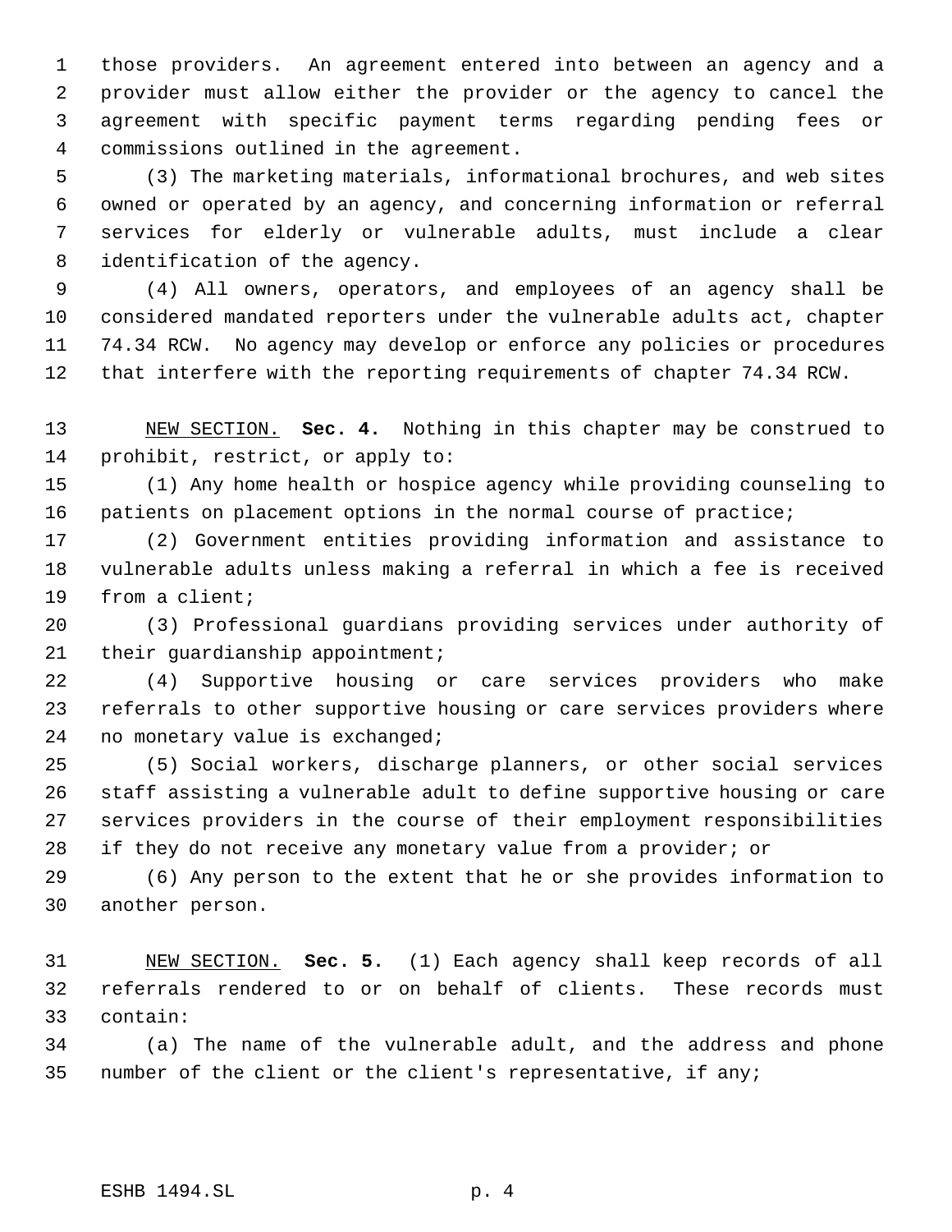those providers. An agreement entered into between an agency and a provider must allow either the provider or the agency to cancel the agreement with specific payment terms regarding pending fees or commissions outlined in the agreement.

(3) The marketing materials, informational brochures, and web sites owned or operated by an agency, and concerning information or referral services for elderly or vulnerable adults, must include a clear identification of the agency.

(4) All owners, operators, and employees of an agency shall be considered mandated reporters under the vulnerable adults act, chapter 74.34 RCW. No agency may develop or enforce any policies or procedures that interfere with the reporting requirements of chapter 74.34 RCW.

NEW SECTION. **Sec. 4.** Nothing in this chapter may be construed to prohibit, restrict, or apply to:

(1) Any home health or hospice agency while providing counseling to patients on placement options in the normal course of practice;

(2) Government entities providing information and assistance to vulnerable adults unless making a referral in which a fee is received from a client;

(3) Professional guardians providing services under authority of their guardianship appointment;

(4) Supportive housing or care services providers who make referrals to other supportive housing or care services providers where no monetary value is exchanged;

(5) Social workers, discharge planners, or other social services staff assisting a vulnerable adult to define supportive housing or care services providers in the course of their employment responsibilities if they do not receive any monetary value from a provider; or

(6) Any person to the extent that he or she provides information to another person.

NEW SECTION. **Sec. 5.** (1) Each agency shall keep records of all referrals rendered to or on behalf of clients. These records must contain:

(a) The name of the vulnerable adult, and the address and phone number of the client or the client's representative, if any;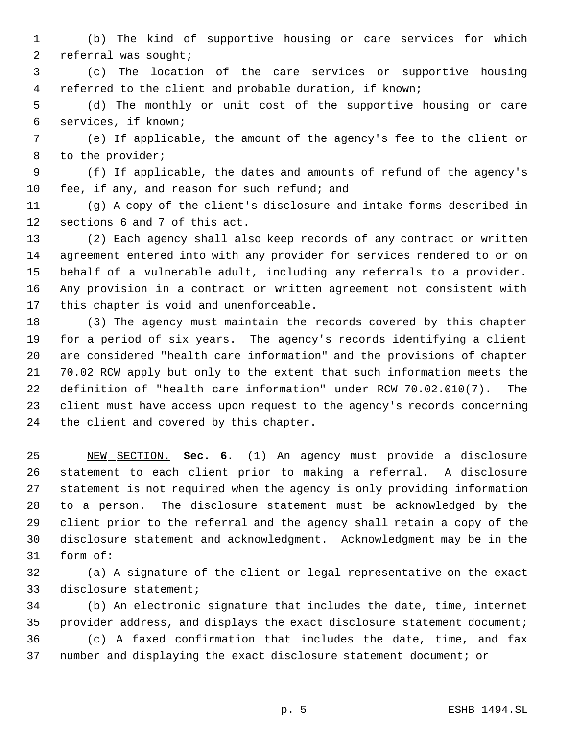(b) The kind of supportive housing or care services for which referral was sought;

(c) The location of the care services or supportive housing referred to the client and probable duration, if known;

(d) The monthly or unit cost of the supportive housing or care services, if known;

(e) If applicable, the amount of the agency's fee to the client or to the provider;

(f) If applicable, the dates and amounts of refund of the agency's fee, if any, and reason for such refund; and

(g) A copy of the client's disclosure and intake forms described in sections 6 and 7 of this act.

(2) Each agency shall also keep records of any contract or written agreement entered into with any provider for services rendered to or on behalf of a vulnerable adult, including any referrals to a provider. Any provision in a contract or written agreement not consistent with this chapter is void and unenforceable.

(3) The agency must maintain the records covered by this chapter for a period of six years. The agency's records identifying a client are considered "health care information" and the provisions of chapter 70.02 RCW apply but only to the extent that such information meets the definition of "health care information" under RCW 70.02.010(7). The client must have access upon request to the agency's records concerning the client and covered by this chapter.

NEW SECTION. **Sec. 6.** (1) An agency must provide a disclosure statement to each client prior to making a referral. A disclosure statement is not required when the agency is only providing information to a person. The disclosure statement must be acknowledged by the client prior to the referral and the agency shall retain a copy of the disclosure statement and acknowledgment. Acknowledgment may be in the form of:

(a) A signature of the client or legal representative on the exact disclosure statement;

(b) An electronic signature that includes the date, time, internet provider address, and displays the exact disclosure statement document;

(c) A faxed confirmation that includes the date, time, and fax number and displaying the exact disclosure statement document; or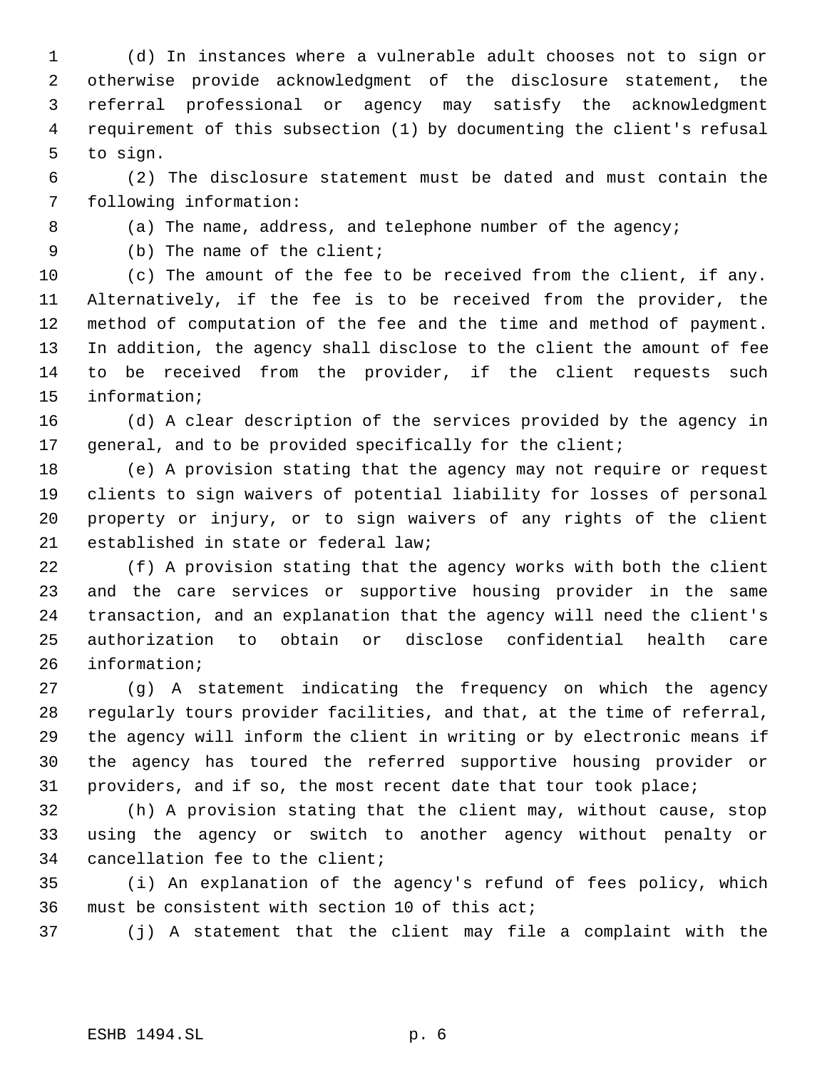(d) In instances where a vulnerable adult chooses not to sign or otherwise provide acknowledgment of the disclosure statement, the referral professional or agency may satisfy the acknowledgment requirement of this subsection (1) by documenting the client's refusal to sign.

(2) The disclosure statement must be dated and must contain the following information:

(a) The name, address, and telephone number of the agency;

(b) The name of the client;

(c) The amount of the fee to be received from the client, if any. Alternatively, if the fee is to be received from the provider, the method of computation of the fee and the time and method of payment. In addition, the agency shall disclose to the client the amount of fee to be received from the provider, if the client requests such information;

(d) A clear description of the services provided by the agency in general, and to be provided specifically for the client;

(e) A provision stating that the agency may not require or request clients to sign waivers of potential liability for losses of personal property or injury, or to sign waivers of any rights of the client established in state or federal law;

(f) A provision stating that the agency works with both the client and the care services or supportive housing provider in the same transaction, and an explanation that the agency will need the client's authorization to obtain or disclose confidential health care information;

(g) A statement indicating the frequency on which the agency regularly tours provider facilities, and that, at the time of referral, the agency will inform the client in writing or by electronic means if the agency has toured the referred supportive housing provider or providers, and if so, the most recent date that tour took place;

(h) A provision stating that the client may, without cause, stop using the agency or switch to another agency without penalty or cancellation fee to the client;

(i) An explanation of the agency's refund of fees policy, which must be consistent with section 10 of this act;

(j) A statement that the client may file a complaint with the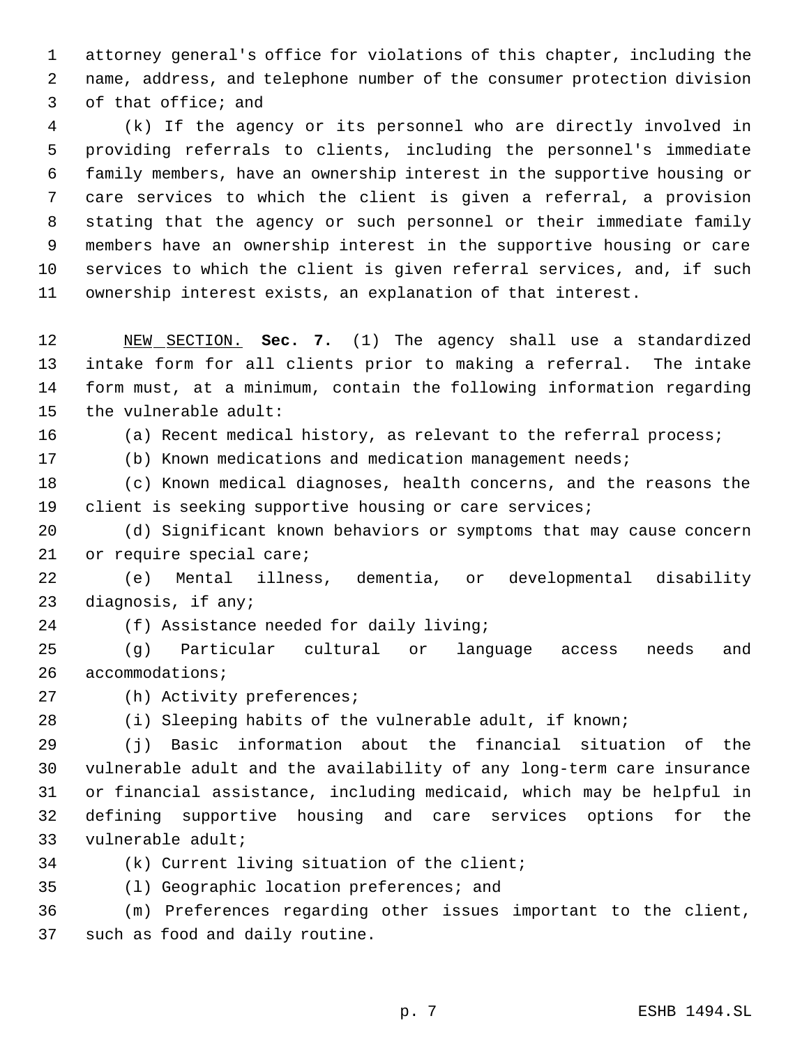attorney general's office for violations of this chapter, including the name, address, and telephone number of the consumer protection division of that office; and

(k) If the agency or its personnel who are directly involved in providing referrals to clients, including the personnel's immediate family members, have an ownership interest in the supportive housing or care services to which the client is given a referral, a provision stating that the agency or such personnel or their immediate family members have an ownership interest in the supportive housing or care services to which the client is given referral services, and, if such ownership interest exists, an explanation of that interest.

NEW SECTION. **Sec. 7.** (1) The agency shall use a standardized intake form for all clients prior to making a referral. The intake form must, at a minimum, contain the following information regarding the vulnerable adult:

(a) Recent medical history, as relevant to the referral process;

(b) Known medications and medication management needs;

(c) Known medical diagnoses, health concerns, and the reasons the client is seeking supportive housing or care services;

(d) Significant known behaviors or symptoms that may cause concern or require special care;

(e) Mental illness, dementia, or developmental disability diagnosis, if any;

(f) Assistance needed for daily living;

(g) Particular cultural or language access needs and accommodations;

(h) Activity preferences;

(i) Sleeping habits of the vulnerable adult, if known;

(j) Basic information about the financial situation of the vulnerable adult and the availability of any long-term care insurance or financial assistance, including medicaid, which may be helpful in defining supportive housing and care services options for the vulnerable adult;

(k) Current living situation of the client;

(l) Geographic location preferences; and

(m) Preferences regarding other issues important to the client, such as food and daily routine.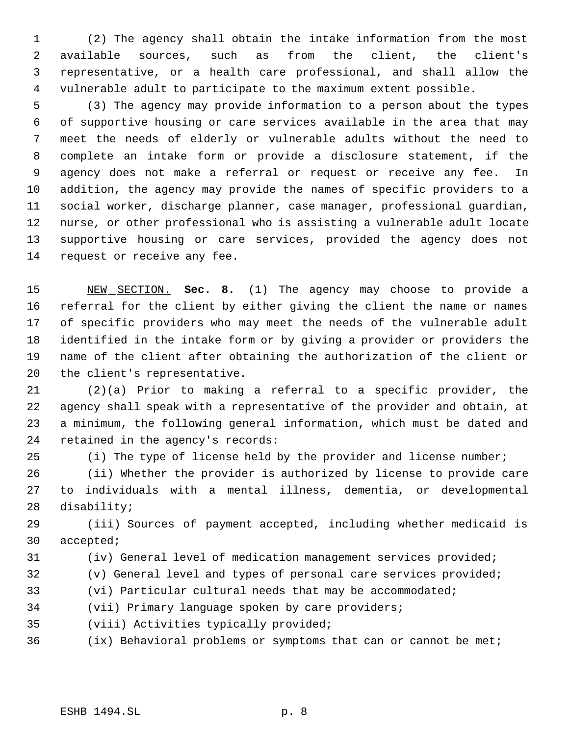(2) The agency shall obtain the intake information from the most available sources, such as from the client, the client's representative, or a health care professional, and shall allow the vulnerable adult to participate to the maximum extent possible.

(3) The agency may provide information to a person about the types of supportive housing or care services available in the area that may meet the needs of elderly or vulnerable adults without the need to complete an intake form or provide a disclosure statement, if the agency does not make a referral or request or receive any fee. In addition, the agency may provide the names of specific providers to a social worker, discharge planner, case manager, professional guardian, nurse, or other professional who is assisting a vulnerable adult locate supportive housing or care services, provided the agency does not request or receive any fee.

NEW SECTION. **Sec. 8.** (1) The agency may choose to provide a referral for the client by either giving the client the name or names of specific providers who may meet the needs of the vulnerable adult identified in the intake form or by giving a provider or providers the name of the client after obtaining the authorization of the client or the client's representative.

(2)(a) Prior to making a referral to a specific provider, the agency shall speak with a representative of the provider and obtain, at a minimum, the following general information, which must be dated and retained in the agency's records:

(i) The type of license held by the provider and license number;

(ii) Whether the provider is authorized by license to provide care to individuals with a mental illness, dementia, or developmental disability;

(iii) Sources of payment accepted, including whether medicaid is accepted;

(iv) General level of medication management services provided;

(v) General level and types of personal care services provided;

(vi) Particular cultural needs that may be accommodated;

(vii) Primary language spoken by care providers;

(viii) Activities typically provided;

(ix) Behavioral problems or symptoms that can or cannot be met;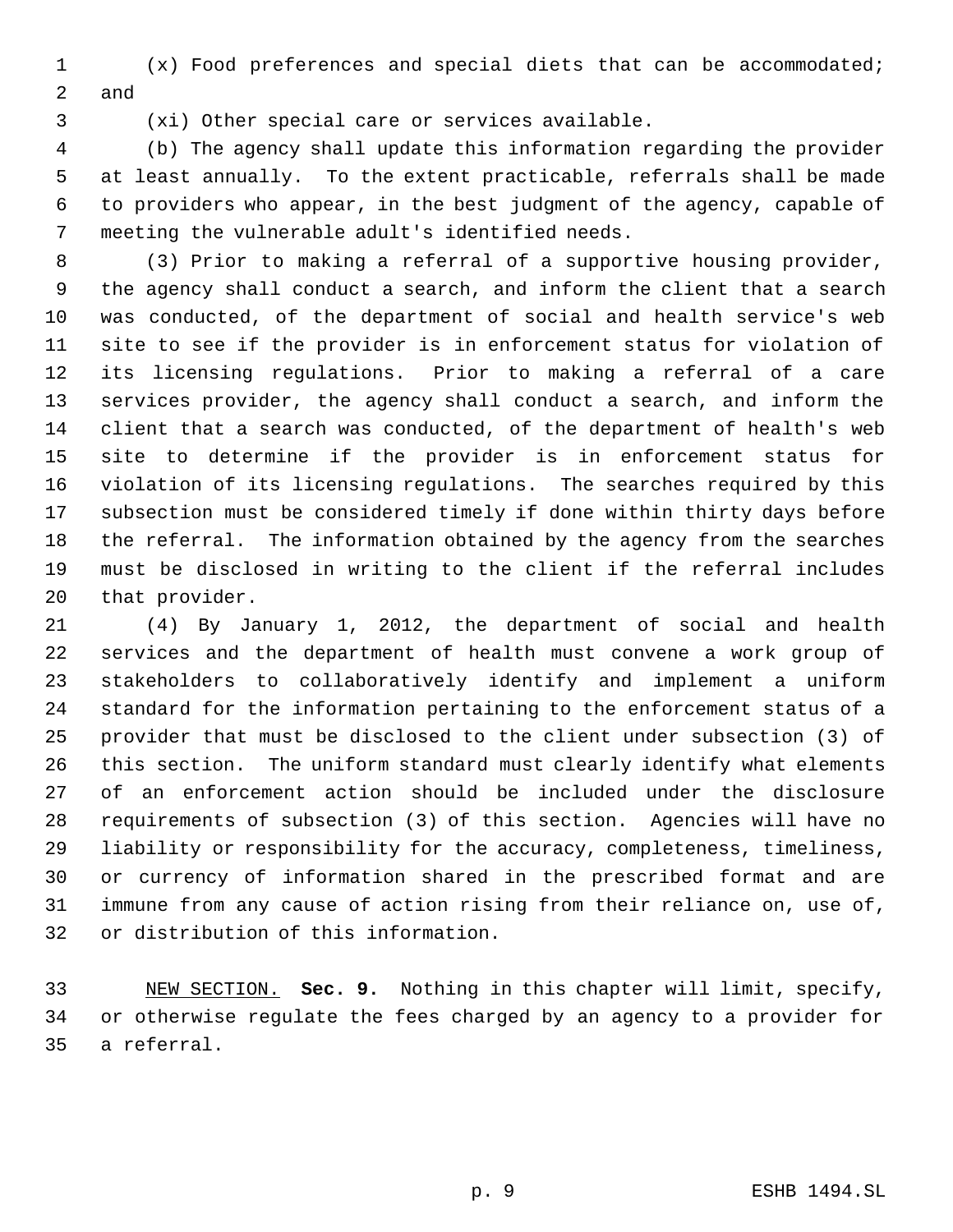(x) Food preferences and special diets that can be accommodated; and

(xi) Other special care or services available.

(b) The agency shall update this information regarding the provider at least annually. To the extent practicable, referrals shall be made to providers who appear, in the best judgment of the agency, capable of meeting the vulnerable adult's identified needs.

(3) Prior to making a referral of a supportive housing provider, the agency shall conduct a search, and inform the client that a search was conducted, of the department of social and health service's web site to see if the provider is in enforcement status for violation of its licensing regulations. Prior to making a referral of a care services provider, the agency shall conduct a search, and inform the client that a search was conducted, of the department of health's web site to determine if the provider is in enforcement status for violation of its licensing regulations. The searches required by this subsection must be considered timely if done within thirty days before the referral. The information obtained by the agency from the searches must be disclosed in writing to the client if the referral includes that provider.

(4) By January 1, 2012, the department of social and health services and the department of health must convene a work group of stakeholders to collaboratively identify and implement a uniform standard for the information pertaining to the enforcement status of a provider that must be disclosed to the client under subsection (3) of this section. The uniform standard must clearly identify what elements of an enforcement action should be included under the disclosure requirements of subsection (3) of this section. Agencies will have no liability or responsibility for the accuracy, completeness, timeliness, or currency of information shared in the prescribed format and are immune from any cause of action rising from their reliance on, use of, or distribution of this information.

NEW SECTION. **Sec. 9.** Nothing in this chapter will limit, specify, or otherwise regulate the fees charged by an agency to a provider for a referral.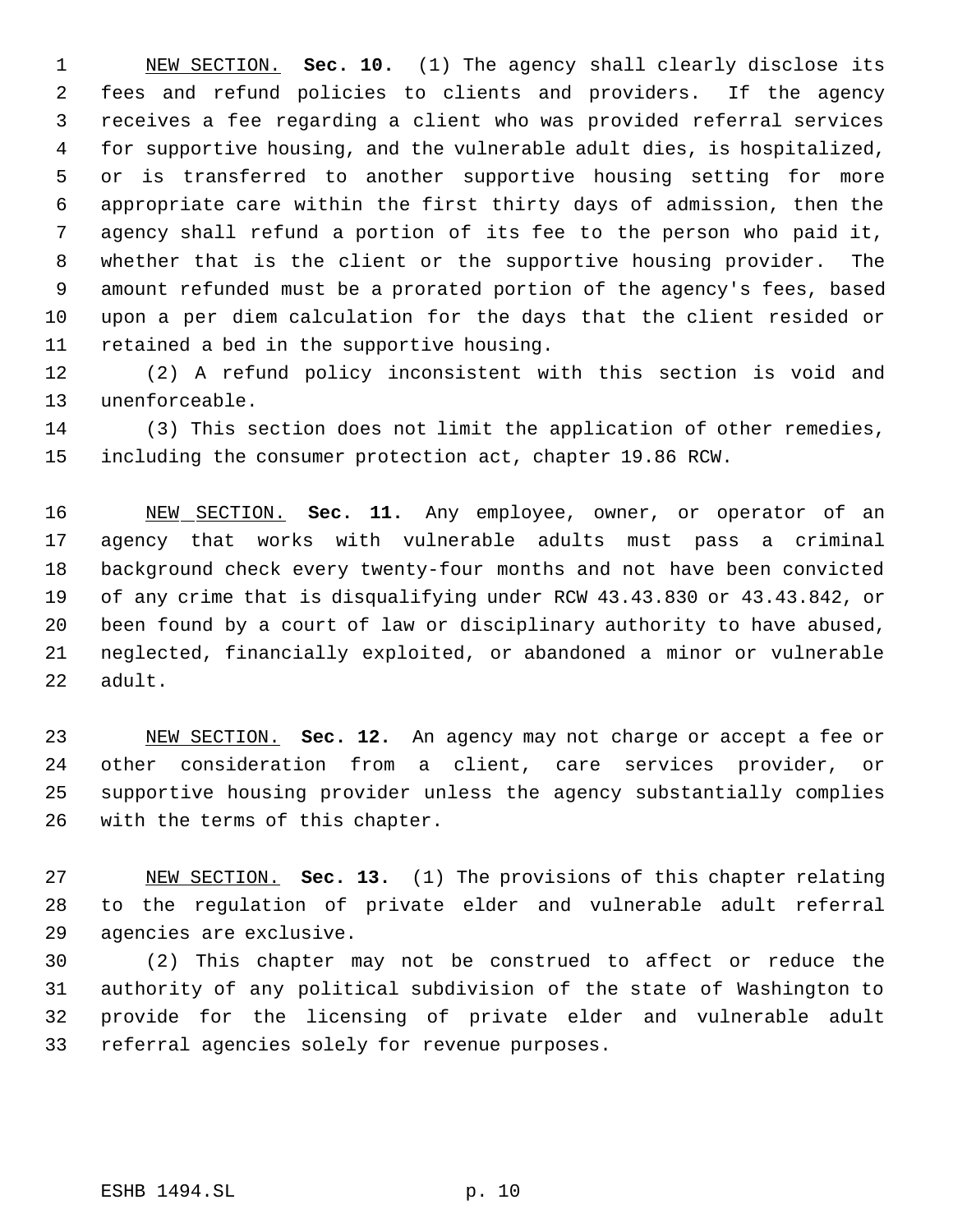NEW SECTION. **Sec. 10.** (1) The agency shall clearly disclose its fees and refund policies to clients and providers. If the agency receives a fee regarding a client who was provided referral services for supportive housing, and the vulnerable adult dies, is hospitalized, or is transferred to another supportive housing setting for more appropriate care within the first thirty days of admission, then the agency shall refund a portion of its fee to the person who paid it, whether that is the client or the supportive housing provider. The amount refunded must be a prorated portion of the agency's fees, based upon a per diem calculation for the days that the client resided or retained a bed in the supportive housing.

(2) A refund policy inconsistent with this section is void and unenforceable.

(3) This section does not limit the application of other remedies, including the consumer protection act, chapter 19.86 RCW.

NEW SECTION. **Sec. 11.** Any employee, owner, or operator of an agency that works with vulnerable adults must pass a criminal background check every twenty-four months and not have been convicted of any crime that is disqualifying under RCW 43.43.830 or 43.43.842, or been found by a court of law or disciplinary authority to have abused, neglected, financially exploited, or abandoned a minor or vulnerable adult.

NEW SECTION. **Sec. 12.** An agency may not charge or accept a fee or other consideration from a client, care services provider, or supportive housing provider unless the agency substantially complies with the terms of this chapter.

NEW SECTION. **Sec. 13.** (1) The provisions of this chapter relating to the regulation of private elder and vulnerable adult referral agencies are exclusive.

(2) This chapter may not be construed to affect or reduce the authority of any political subdivision of the state of Washington to provide for the licensing of private elder and vulnerable adult referral agencies solely for revenue purposes.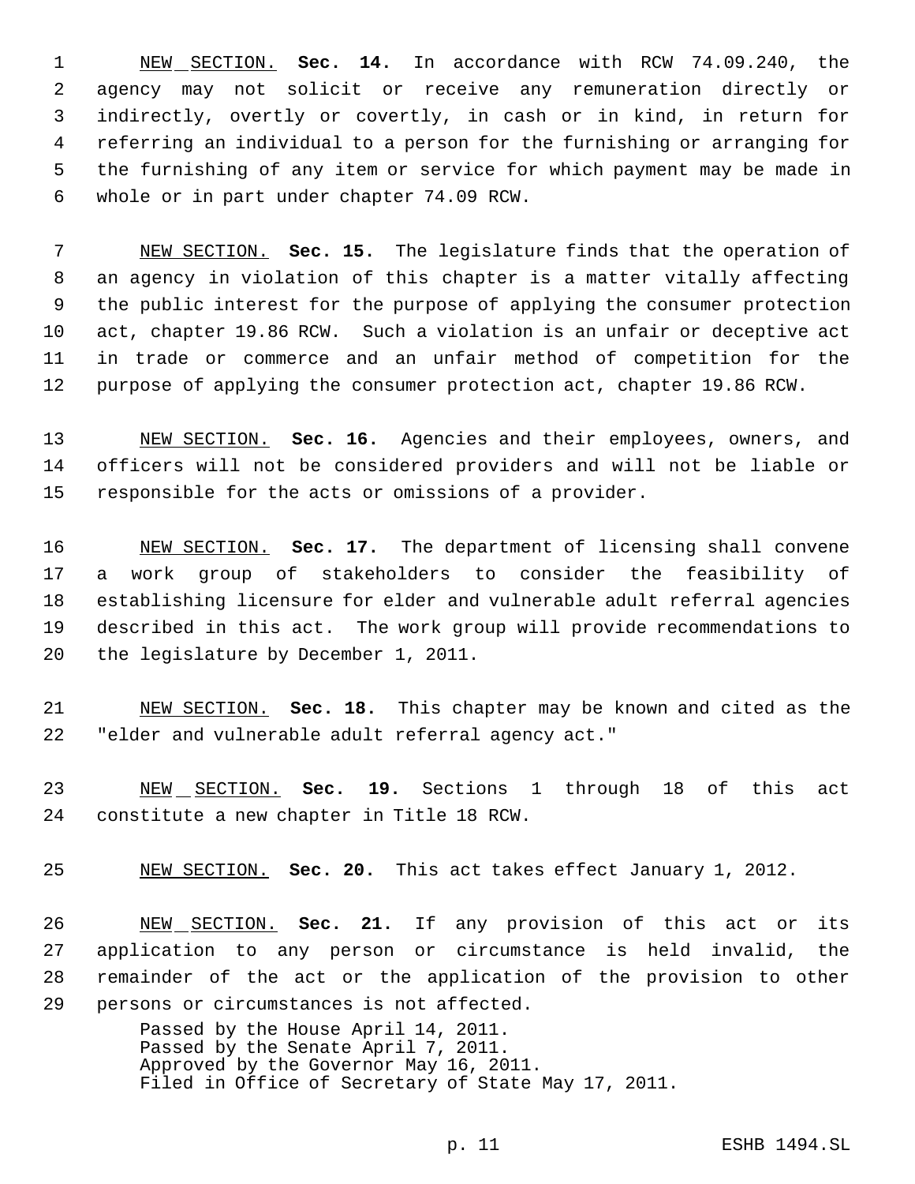NEW SECTION. **Sec. 14.** In accordance with RCW 74.09.240, the agency may not solicit or receive any remuneration directly or indirectly, overtly or covertly, in cash or in kind, in return for referring an individual to a person for the furnishing or arranging for the furnishing of any item or service for which payment may be made in whole or in part under chapter 74.09 RCW.

NEW SECTION. **Sec. 15.** The legislature finds that the operation of an agency in violation of this chapter is a matter vitally affecting the public interest for the purpose of applying the consumer protection act, chapter 19.86 RCW. Such a violation is an unfair or deceptive act in trade or commerce and an unfair method of competition for the purpose of applying the consumer protection act, chapter 19.86 RCW.

NEW SECTION. **Sec. 16.** Agencies and their employees, owners, and officers will not be considered providers and will not be liable or responsible for the acts or omissions of a provider.

NEW SECTION. **Sec. 17.** The department of licensing shall convene a work group of stakeholders to consider the feasibility of establishing licensure for elder and vulnerable adult referral agencies described in this act. The work group will provide recommendations to the legislature by December 1, 2011.

NEW SECTION. **Sec. 18.** This chapter may be known and cited as the "elder and vulnerable adult referral agency act."

NEW SECTION. **Sec. 19.** Sections 1 through 18 of this act constitute a new chapter in Title 18 RCW.

NEW SECTION. **Sec. 20.** This act takes effect January 1, 2012.

NEW SECTION. **Sec. 21.** If any provision of this act or its application to any person or circumstance is held invalid, the remainder of the act or the application of the provision to other persons or circumstances is not affected.

Passed by the House April 14, 2011.
Passed by the Senate April 7, 2011.
Approved by the Governor May 16, 2011.
Filed in Office of Secretary of State May 17, 2011.